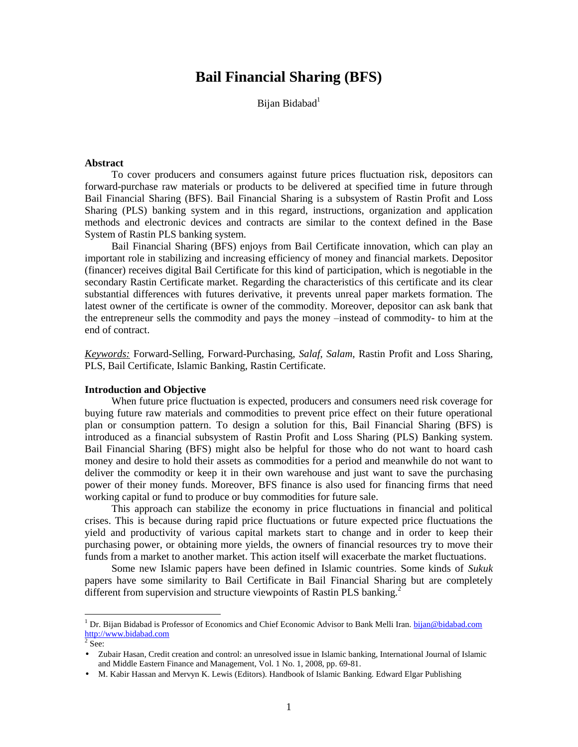# Bail Financial Sharing (BFS)

Bijan Bidabad[1]

**Abstract**

To cover producers and consumers against future prices fluctuation risk, depositors can forward-purchase raw materials or products to be delivered at specified time in future through Bail Financial Sharing (BFS). Bail Financial Sharing is a subsystem of Rastin Profit and Loss Sharing (PLS) banking system and in this regard, instructions, organization and application methods and electronic devices and contracts are similar to the context defined in the Base System of Rastin PLS banking system.

Bail Financial Sharing (BFS) enjoys from Bail Certificate innovation, which can play an important role in stabilizing and increasing efficiency of money and financial markets. Depositor (financer) receives digital Bail Certificate for this kind of participation, which is negotiable in the secondary Rastin Certificate market. Regarding the characteristics of this certificate and its clear substantial differences with futures derivative, it prevents unreal paper markets formation. The latest owner of the certificate is owner of the commodity. Moreover, depositor can ask bank that the entrepreneur sells the commodity and pays the money –instead of commodity- to him at the end of contract.

<u>*Keywords:*</u> Forward-Selling, Forward-Purchasing, *Salaf*, *Salam*, Rastin Profit and Loss Sharing, PLS, Bail Certificate, Islamic Banking, Rastin Certificate.

**Introduction and Objective**

When future price fluctuation is expected, producers and consumers need risk coverage for buying future raw materials and commodities to prevent price effect on their future operational plan or consumption pattern. To design a solution for this, Bail Financial Sharing (BFS) is introduced as a financial subsystem of Rastin Profit and Loss Sharing (PLS) Banking system. Bail Financial Sharing (BFS) might also be helpful for those who do not want to hoard cash money and desire to hold their assets as commodities for a period and meanwhile do not want to deliver the commodity or keep it in their own warehouse and just want to save the purchasing power of their money funds. Moreover, BFS finance is also used for financing firms that need working capital or fund to produce or buy commodities for future sale.

This approach can stabilize the economy in price fluctuations in financial and political crises. This is because during rapid price fluctuations or future expected price fluctuations the yield and productivity of various capital markets start to change and in order to keep their purchasing power, or obtaining more yields, the owners of financial resources try to move their funds from a market to another market. This action itself will exacerbate the market fluctuations.

Some new Islamic papers have been defined in Islamic countries. Some kinds of *Sukuk* papers have some similarity to Bail Certificate in Bail Financial Sharing but are completely different from supervision and structure viewpoints of Rastin PLS banking.[2]

---

[1] Dr. Bijan Bidabad is Professor of Economics and Chief Economic Advisor to Bank Melli Iran. bijan@bidabad.com http://www.bidabad.com

[2] See:

- Zubair Hasan, Credit creation and control: an unresolved issue in Islamic banking, International Journal of Islamic and Middle Eastern Finance and Management, Vol. 1 No. 1, 2008, pp. 69-81.
- M. Kabir Hassan and Mervyn K. Lewis (Editors). Handbook of Islamic Banking. Edward Elgar Publishing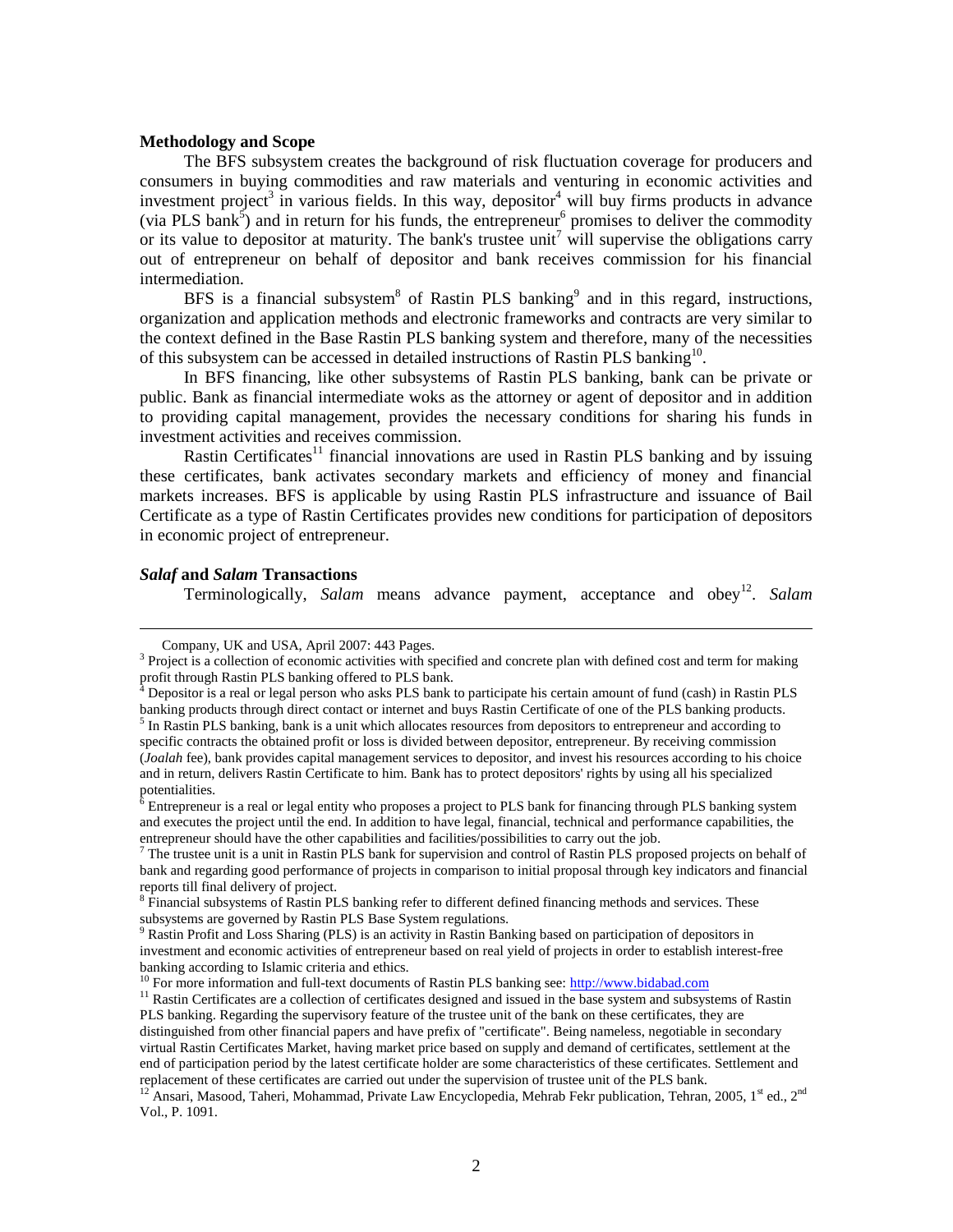**Methodology and Scope**

The BFS subsystem creates the background of risk fluctuation coverage for producers and consumers in buying commodities and raw materials and venturing in economic activities and investment project[3] in various fields. In this way, depositor[4] will buy firms products in advance (via PLS bank[5]) and in return for his funds, the entrepreneur[6] promises to deliver the commodity or its value to depositor at maturity. The bank's trustee unit[7] will supervise the obligations carry out of entrepreneur on behalf of depositor and bank receives commission for his financial intermediation.

BFS is a financial subsystem[8] of Rastin PLS banking[9] and in this regard, instructions, organization and application methods and electronic frameworks and contracts are very similar to the context defined in the Base Rastin PLS banking system and therefore, many of the necessities of this subsystem can be accessed in detailed instructions of Rastin PLS banking[10].

In BFS financing, like other subsystems of Rastin PLS banking, bank can be private or public. Bank as financial intermediate woks as the attorney or agent of depositor and in addition to providing capital management, provides the necessary conditions for sharing his funds in investment activities and receives commission.

Rastin Certificates[11] financial innovations are used in Rastin PLS banking and by issuing these certificates, bank activates secondary markets and efficiency of money and financial markets increases. BFS is applicable by using Rastin PLS infrastructure and issuance of Bail Certificate as a type of Rastin Certificates provides new conditions for participation of depositors in economic project of entrepreneur.

***Salaf* and *Salam* Transactions**

Terminologically, *Salam* means advance payment, acceptance and obey[12]. *Salam*

---

Company, UK and USA, April 2007: 443 Pages.

[3] Project is a collection of economic activities with specified and concrete plan with defined cost and term for making profit through Rastin PLS banking offered to PLS bank.

[4] Depositor is a real or legal person who asks PLS bank to participate his certain amount of fund (cash) in Rastin PLS banking products through direct contact or internet and buys Rastin Certificate of one of the PLS banking products.

[5] In Rastin PLS banking, bank is a unit which allocates resources from depositors to entrepreneur and according to specific contracts the obtained profit or loss is divided between depositor, entrepreneur. By receiving commission (*Joalah* fee), bank provides capital management services to depositor, and invest his resources according to his choice and in return, delivers Rastin Certificate to him. Bank has to protect depositors' rights by using all his specialized potentialities.

[6] Entrepreneur is a real or legal entity who proposes a project to PLS bank for financing through PLS banking system and executes the project until the end. In addition to have legal, financial, technical and performance capabilities, the entrepreneur should have the other capabilities and facilities/possibilities to carry out the job.

[7] The trustee unit is a unit in Rastin PLS bank for supervision and control of Rastin PLS proposed projects on behalf of bank and regarding good performance of projects in comparison to initial proposal through key indicators and financial reports till final delivery of project.

[8] Financial subsystems of Rastin PLS banking refer to different defined financing methods and services. These subsystems are governed by Rastin PLS Base System regulations.

[9] Rastin Profit and Loss Sharing (PLS) is an activity in Rastin Banking based on participation of depositors in investment and economic activities of entrepreneur based on real yield of projects in order to establish interest-free banking according to Islamic criteria and ethics.

[10] For more information and full-text documents of Rastin PLS banking see: [http://www.bidabad.com](http://www.bidabad.com)

[11] Rastin Certificates are a collection of certificates designed and issued in the base system and subsystems of Rastin PLS banking. Regarding the supervisory feature of the trustee unit of the bank on these certificates, they are distinguished from other financial papers and have prefix of "certificate". Being nameless, negotiable in secondary virtual Rastin Certificates Market, having market price based on supply and demand of certificates, settlement at the end of participation period by the latest certificate holder are some characteristics of these certificates. Settlement and replacement of these certificates are carried out under the supervision of trustee unit of the PLS bank.

[12] Ansari, Masood, Taheri, Mohammad, Private Law Encyclopedia, Mehrab Fekr publication, Tehran, 2005, 1st ed., 2nd Vol., P. 1091.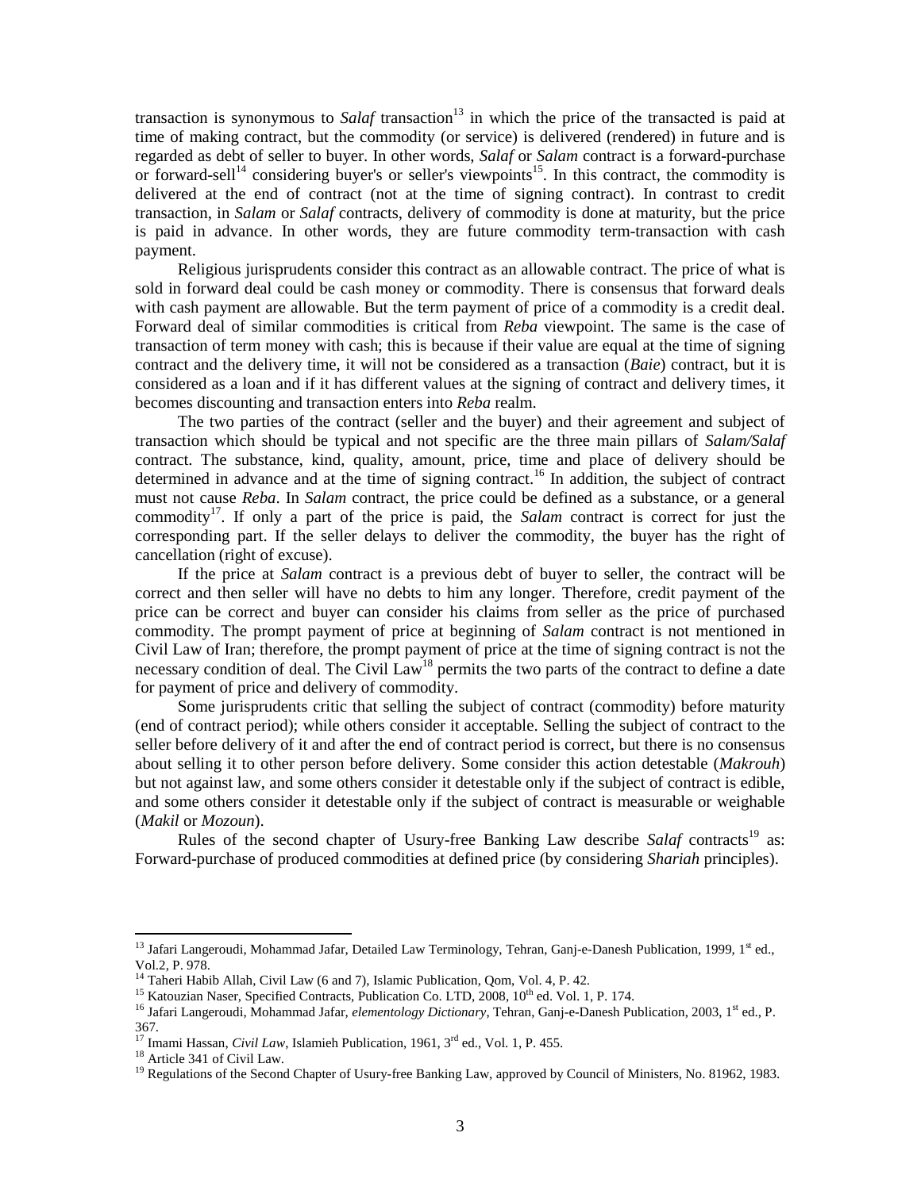transaction is synonymous to *Salaf* transaction[13] in which the price of the transacted is paid at time of making contract, but the commodity (or service) is delivered (rendered) in future and is regarded as debt of seller to buyer. In other words, *Salaf* or *Salam* contract is a forward-purchase or forward-sell[14] considering buyer's or seller's viewpoints[15]. In this contract, the commodity is delivered at the end of contract (not at the time of signing contract). In contrast to credit transaction, in *Salam* or *Salaf* contracts, delivery of commodity is done at maturity, but the price is paid in advance. In other words, they are future commodity term-transaction with cash payment.

Religious jurisprudents consider this contract as an allowable contract. The price of what is sold in forward deal could be cash money or commodity. There is consensus that forward deals with cash payment are allowable. But the term payment of price of a commodity is a credit deal. Forward deal of similar commodities is critical from *Reba* viewpoint. The same is the case of transaction of term money with cash; this is because if their value are equal at the time of signing contract and the delivery time, it will not be considered as a transaction (*Baie*) contract, but it is considered as a loan and if it has different values at the signing of contract and delivery times, it becomes discounting and transaction enters into *Reba* realm.

The two parties of the contract (seller and the buyer) and their agreement and subject of transaction which should be typical and not specific are the three main pillars of *Salam/Salaf* contract. The substance, kind, quality, amount, price, time and place of delivery should be determined in advance and at the time of signing contract.[16] In addition, the subject of contract must not cause *Reba*. In *Salam* contract, the price could be defined as a substance, or a general commodity[17]. If only a part of the price is paid, the *Salam* contract is correct for just the corresponding part. If the seller delays to deliver the commodity, the buyer has the right of cancellation (right of excuse).

If the price at *Salam* contract is a previous debt of buyer to seller, the contract will be correct and then seller will have no debts to him any longer. Therefore, credit payment of the price can be correct and buyer can consider his claims from seller as the price of purchased commodity. The prompt payment of price at beginning of *Salam* contract is not mentioned in Civil Law of Iran; therefore, the prompt payment of price at the time of signing contract is not the necessary condition of deal. The Civil Law[18] permits the two parts of the contract to define a date for payment of price and delivery of commodity.

Some jurisprudents critic that selling the subject of contract (commodity) before maturity (end of contract period); while others consider it acceptable. Selling the subject of contract to the seller before delivery of it and after the end of contract period is correct, but there is no consensus about selling it to other person before delivery. Some consider this action detestable (*Makrouh*) but not against law, and some others consider it detestable only if the subject of contract is edible, and some others consider it detestable only if the subject of contract is measurable or weighable (*Makil* or *Mozoun*).

Rules of the second chapter of Usury-free Banking Law describe *Salaf* contracts[19] as: Forward-purchase of produced commodities at defined price (by considering *Shariah* principles).

---

[13] Jafari Langeroudi, Mohammad Jafar, Detailed Law Terminology, Tehran, Ganj-e-Danesh Publication, 1999, 1st ed., Vol.2, P. 978.

[14] Taheri Habib Allah, Civil Law (6 and 7), Islamic Publication, Qom, Vol. 4, P. 42.

[15] Katouzian Naser, Specified Contracts, Publication Co. LTD, 2008, 10th ed. Vol. 1, P. 174.

[16] Jafari Langeroudi, Mohammad Jafar, *elementology Dictionary*, Tehran, Ganj-e-Danesh Publication, 2003, 1st ed., P. 367.

[17] Imami Hassan, *Civil Law*, Islamieh Publication, 1961, 3rd ed., Vol. 1, P. 455.

[18] Article 341 of Civil Law.

[19] Regulations of the Second Chapter of Usury-free Banking Law, approved by Council of Ministers, No. 81962, 1983.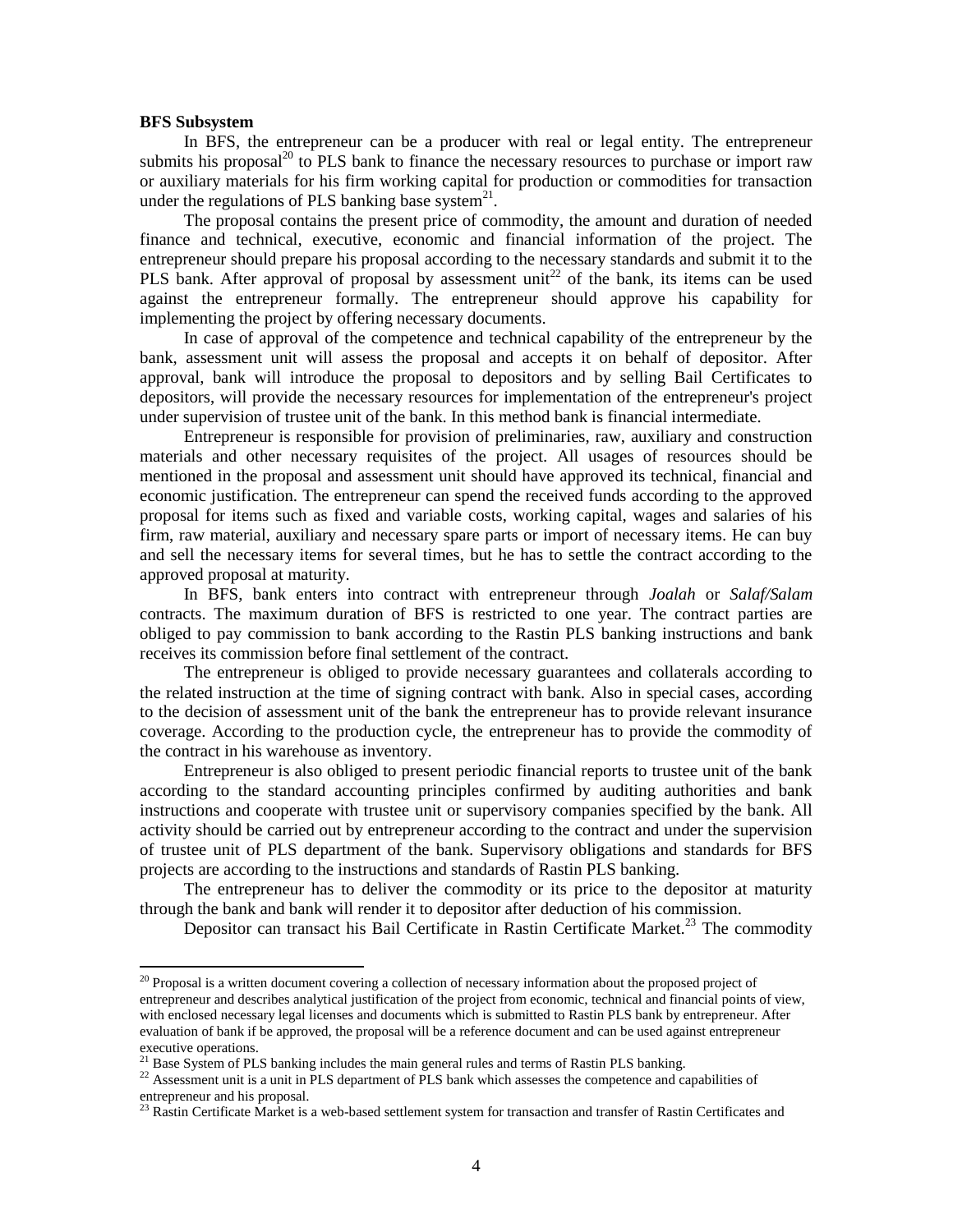**BFS Subsystem**

In BFS, the entrepreneur can be a producer with real or legal entity. The entrepreneur submits his proposal[20] to PLS bank to finance the necessary resources to purchase or import raw or auxiliary materials for his firm working capital for production or commodities for transaction under the regulations of PLS banking base system[21].

The proposal contains the present price of commodity, the amount and duration of needed finance and technical, executive, economic and financial information of the project. The entrepreneur should prepare his proposal according to the necessary standards and submit it to the PLS bank. After approval of proposal by assessment unit[22] of the bank, its items can be used against the entrepreneur formally. The entrepreneur should approve his capability for implementing the project by offering necessary documents.

In case of approval of the competence and technical capability of the entrepreneur by the bank, assessment unit will assess the proposal and accepts it on behalf of depositor. After approval, bank will introduce the proposal to depositors and by selling Bail Certificates to depositors, will provide the necessary resources for implementation of the entrepreneur's project under supervision of trustee unit of the bank. In this method bank is financial intermediate.

Entrepreneur is responsible for provision of preliminaries, raw, auxiliary and construction materials and other necessary requisites of the project. All usages of resources should be mentioned in the proposal and assessment unit should have approved its technical, financial and economic justification. The entrepreneur can spend the received funds according to the approved proposal for items such as fixed and variable costs, working capital, wages and salaries of his firm, raw material, auxiliary and necessary spare parts or import of necessary items. He can buy and sell the necessary items for several times, but he has to settle the contract according to the approved proposal at maturity.

In BFS, bank enters into contract with entrepreneur through *Joalah* or *Salaf/Salam* contracts. The maximum duration of BFS is restricted to one year. The contract parties are obliged to pay commission to bank according to the Rastin PLS banking instructions and bank receives its commission before final settlement of the contract.

The entrepreneur is obliged to provide necessary guarantees and collaterals according to the related instruction at the time of signing contract with bank. Also in special cases, according to the decision of assessment unit of the bank the entrepreneur has to provide relevant insurance coverage. According to the production cycle, the entrepreneur has to provide the commodity of the contract in his warehouse as inventory.

Entrepreneur is also obliged to present periodic financial reports to trustee unit of the bank according to the standard accounting principles confirmed by auditing authorities and bank instructions and cooperate with trustee unit or supervisory companies specified by the bank. All activity should be carried out by entrepreneur according to the contract and under the supervision of trustee unit of PLS department of the bank. Supervisory obligations and standards for BFS projects are according to the instructions and standards of Rastin PLS banking.

The entrepreneur has to deliver the commodity or its price to the depositor at maturity through the bank and bank will render it to depositor after deduction of his commission.

Depositor can transact his Bail Certificate in Rastin Certificate Market.[23] The commodity

---

[20] Proposal is a written document covering a collection of necessary information about the proposed project of entrepreneur and describes analytical justification of the project from economic, technical and financial points of view, with enclosed necessary legal licenses and documents which is submitted to Rastin PLS bank by entrepreneur. After evaluation of bank if be approved, the proposal will be a reference document and can be used against entrepreneur executive operations.

[21] Base System of PLS banking includes the main general rules and terms of Rastin PLS banking.

[22] Assessment unit is a unit in PLS department of PLS bank which assesses the competence and capabilities of entrepreneur and his proposal.

[23] Rastin Certificate Market is a web-based settlement system for transaction and transfer of Rastin Certificates and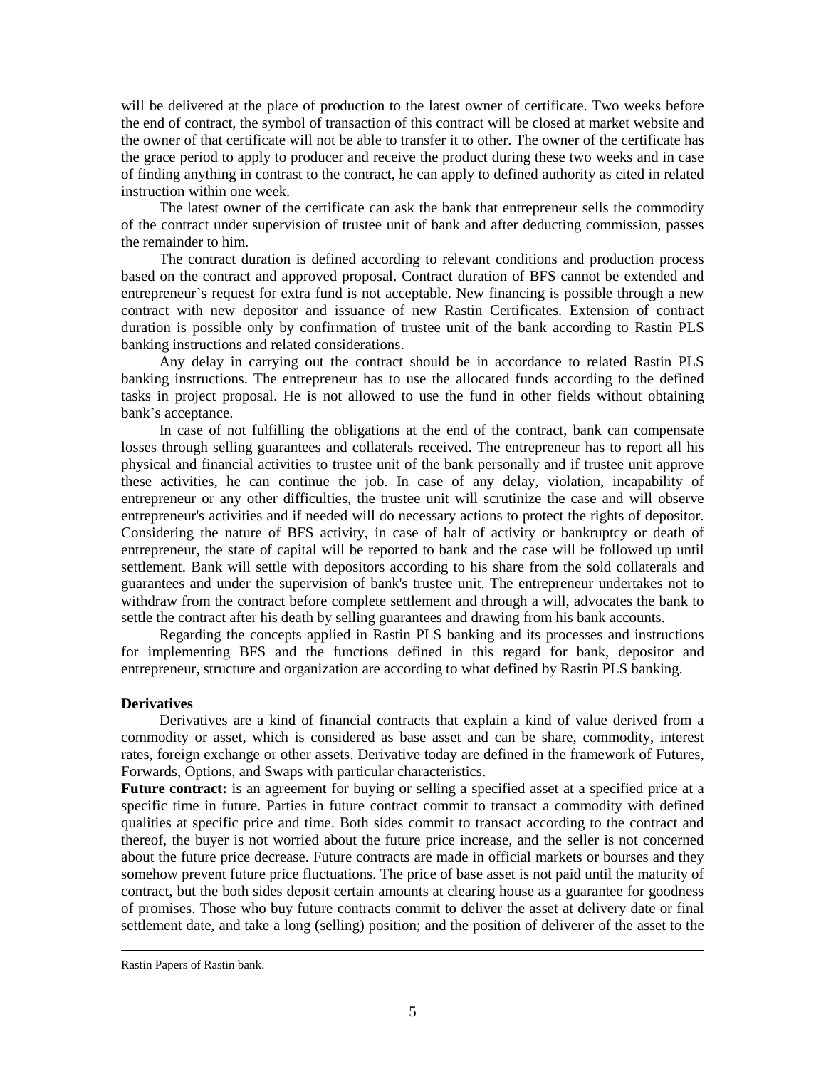will be delivered at the place of production to the latest owner of certificate. Two weeks before the end of contract, the symbol of transaction of this contract will be closed at market website and the owner of that certificate will not be able to transfer it to other. The owner of the certificate has the grace period to apply to producer and receive the product during these two weeks and in case of finding anything in contrast to the contract, he can apply to defined authority as cited in related instruction within one week.

The latest owner of the certificate can ask the bank that entrepreneur sells the commodity of the contract under supervision of trustee unit of bank and after deducting commission, passes the remainder to him.

The contract duration is defined according to relevant conditions and production process based on the contract and approved proposal. Contract duration of BFS cannot be extended and entrepreneur's request for extra fund is not acceptable. New financing is possible through a new contract with new depositor and issuance of new Rastin Certificates. Extension of contract duration is possible only by confirmation of trustee unit of the bank according to Rastin PLS banking instructions and related considerations.

Any delay in carrying out the contract should be in accordance to related Rastin PLS banking instructions. The entrepreneur has to use the allocated funds according to the defined tasks in project proposal. He is not allowed to use the fund in other fields without obtaining bank's acceptance.

In case of not fulfilling the obligations at the end of the contract, bank can compensate losses through selling guarantees and collaterals received. The entrepreneur has to report all his physical and financial activities to trustee unit of the bank personally and if trustee unit approve these activities, he can continue the job. In case of any delay, violation, incapability of entrepreneur or any other difficulties, the trustee unit will scrutinize the case and will observe entrepreneur's activities and if needed will do necessary actions to protect the rights of depositor. Considering the nature of BFS activity, in case of halt of activity or bankruptcy or death of entrepreneur, the state of capital will be reported to bank and the case will be followed up until settlement. Bank will settle with depositors according to his share from the sold collaterals and guarantees and under the supervision of bank's trustee unit. The entrepreneur undertakes not to withdraw from the contract before complete settlement and through a will, advocates the bank to settle the contract after his death by selling guarantees and drawing from his bank accounts.

Regarding the concepts applied in Rastin PLS banking and its processes and instructions for implementing BFS and the functions defined in this regard for bank, depositor and entrepreneur, structure and organization are according to what defined by Rastin PLS banking.

**Derivatives**

Derivatives are a kind of financial contracts that explain a kind of value derived from a commodity or asset, which is considered as base asset and can be share, commodity, interest rates, foreign exchange or other assets. Derivative today are defined in the framework of Futures, Forwards, Options, and Swaps with particular characteristics.

**Future contract:** is an agreement for buying or selling a specified asset at a specified price at a specific time in future. Parties in future contract commit to transact a commodity with defined qualities at specific price and time. Both sides commit to transact according to the contract and thereof, the buyer is not worried about the future price increase, and the seller is not concerned about the future price decrease. Future contracts are made in official markets or bourses and they somehow prevent future price fluctuations. The price of base asset is not paid until the maturity of contract, but the both sides deposit certain amounts at clearing house as a guarantee for goodness of promises. Those who buy future contracts commit to deliver the asset at delivery date or final settlement date, and take a long (selling) position; and the position of deliverer of the asset to the

---

Rastin Papers of Rastin bank.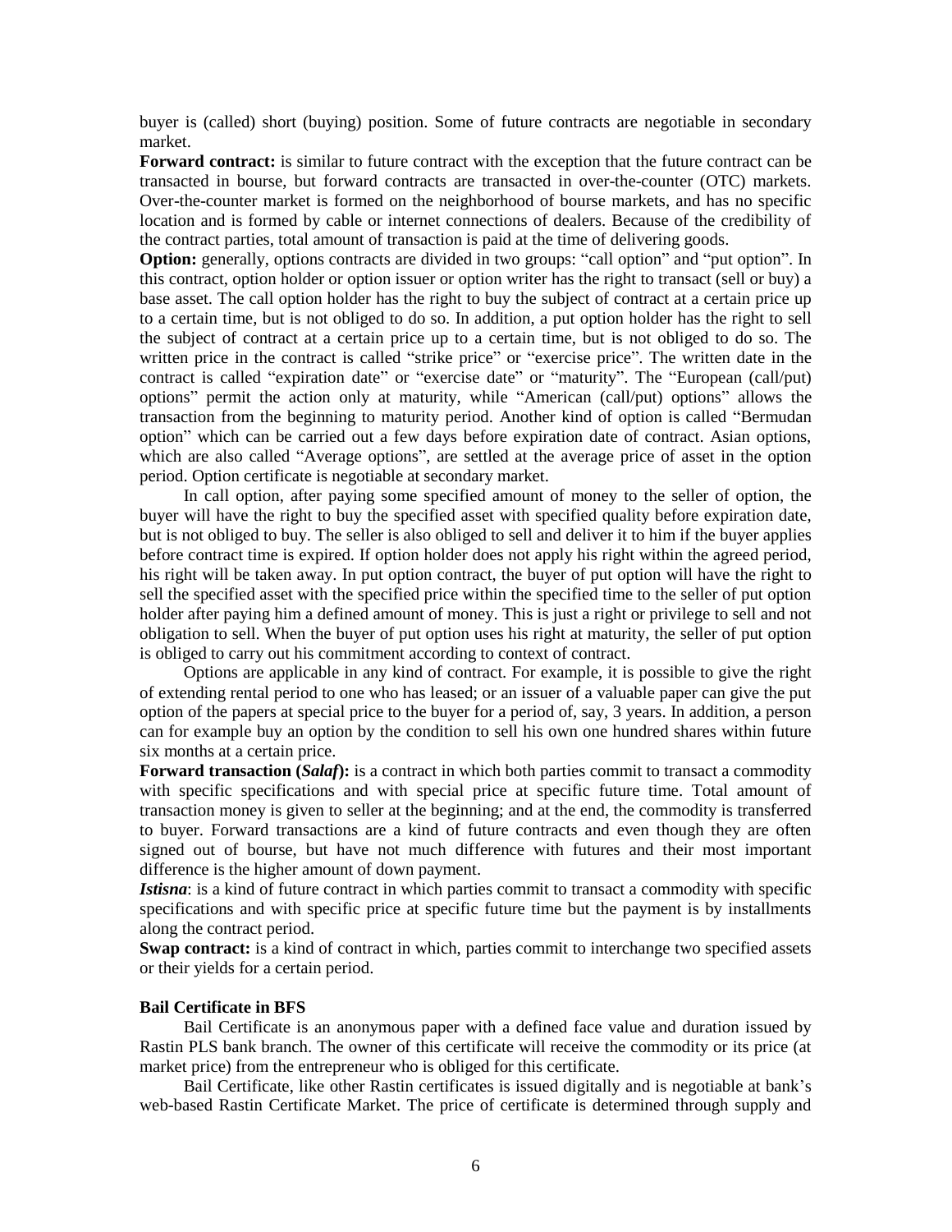buyer is (called) short (buying) position. Some of future contracts are negotiable in secondary market.

**Forward contract:** is similar to future contract with the exception that the future contract can be transacted in bourse, but forward contracts are transacted in over-the-counter (OTC) markets. Over-the-counter market is formed on the neighborhood of bourse markets, and has no specific location and is formed by cable or internet connections of dealers. Because of the credibility of the contract parties, total amount of transaction is paid at the time of delivering goods.

**Option:** generally, options contracts are divided in two groups: "call option" and "put option". In this contract, option holder or option issuer or option writer has the right to transact (sell or buy) a base asset. The call option holder has the right to buy the subject of contract at a certain price up to a certain time, but is not obliged to do so. In addition, a put option holder has the right to sell the subject of contract at a certain price up to a certain time, but is not obliged to do so. The written price in the contract is called "strike price" or "exercise price". The written date in the contract is called "expiration date" or "exercise date" or "maturity". The "European (call/put) options" permit the action only at maturity, while "American (call/put) options" allows the transaction from the beginning to maturity period. Another kind of option is called "Bermudan option" which can be carried out a few days before expiration date of contract. Asian options, which are also called "Average options", are settled at the average price of asset in the option period. Option certificate is negotiable at secondary market.

In call option, after paying some specified amount of money to the seller of option, the buyer will have the right to buy the specified asset with specified quality before expiration date, but is not obliged to buy. The seller is also obliged to sell and deliver it to him if the buyer applies before contract time is expired. If option holder does not apply his right within the agreed period, his right will be taken away. In put option contract, the buyer of put option will have the right to sell the specified asset with the specified price within the specified time to the seller of put option holder after paying him a defined amount of money. This is just a right or privilege to sell and not obligation to sell. When the buyer of put option uses his right at maturity, the seller of put option is obliged to carry out his commitment according to context of contract.

Options are applicable in any kind of contract. For example, it is possible to give the right of extending rental period to one who has leased; or an issuer of a valuable paper can give the put option of the papers at special price to the buyer for a period of, say, 3 years. In addition, a person can for example buy an option by the condition to sell his own one hundred shares within future six months at a certain price.

**Forward transaction (*Salaf*):** is a contract in which both parties commit to transact a commodity with specific specifications and with special price at specific future time. Total amount of transaction money is given to seller at the beginning; and at the end, the commodity is transferred to buyer. Forward transactions are a kind of future contracts and even though they are often signed out of bourse, but have not much difference with futures and their most important difference is the higher amount of down payment.

***Istisna***: is a kind of future contract in which parties commit to transact a commodity with specific specifications and with specific price at specific future time but the payment is by installments along the contract period.

**Swap contract:** is a kind of contract in which, parties commit to interchange two specified assets or their yields for a certain period.

### Bail Certificate in BFS

Bail Certificate is an anonymous paper with a defined face value and duration issued by Rastin PLS bank branch. The owner of this certificate will receive the commodity or its price (at market price) from the entrepreneur who is obliged for this certificate.

Bail Certificate, like other Rastin certificates is issued digitally and is negotiable at bank's web-based Rastin Certificate Market. The price of certificate is determined through supply and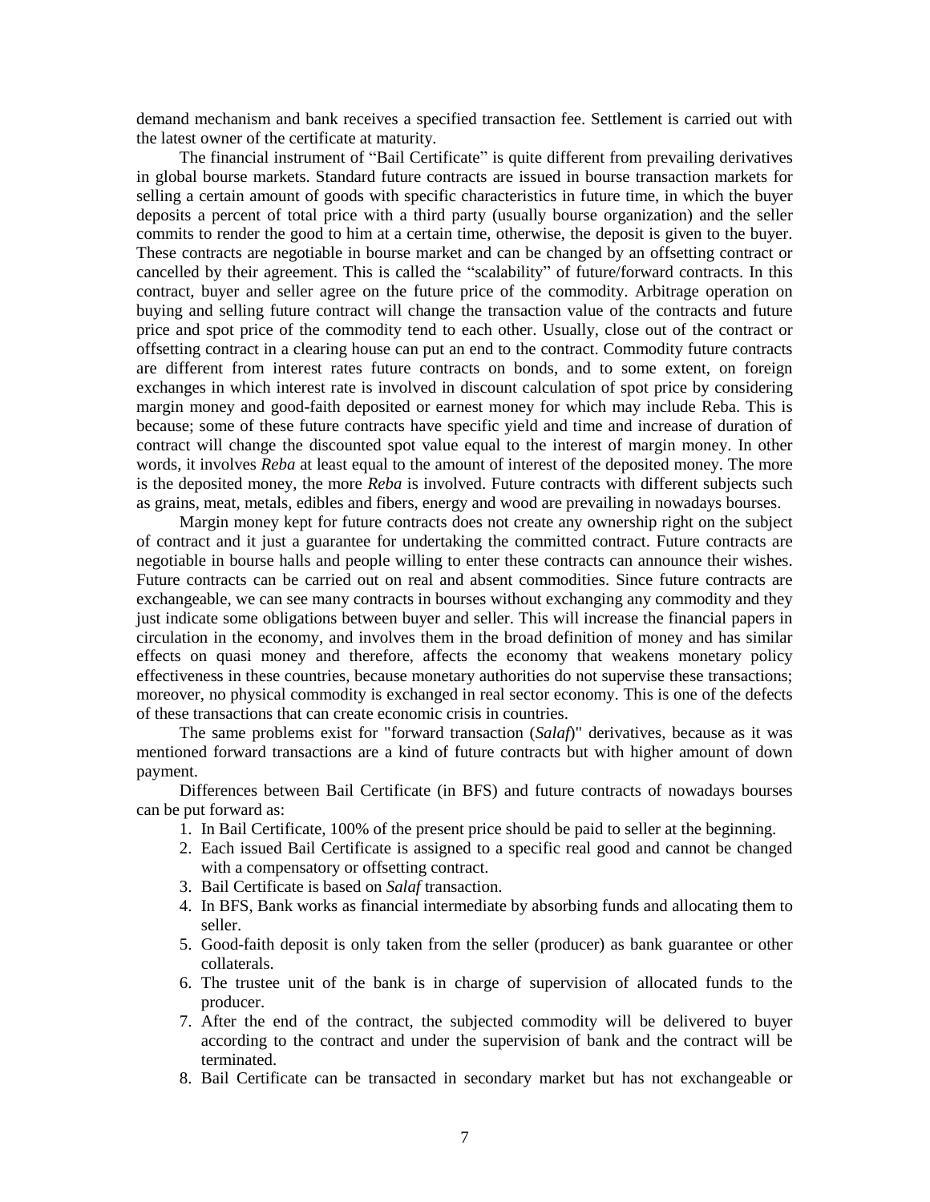demand mechanism and bank receives a specified transaction fee. Settlement is carried out with the latest owner of the certificate at maturity.

The financial instrument of "Bail Certificate" is quite different from prevailing derivatives in global bourse markets. Standard future contracts are issued in bourse transaction markets for selling a certain amount of goods with specific characteristics in future time, in which the buyer deposits a percent of total price with a third party (usually bourse organization) and the seller commits to render the good to him at a certain time, otherwise, the deposit is given to the buyer. These contracts are negotiable in bourse market and can be changed by an offsetting contract or cancelled by their agreement. This is called the "scalability" of future/forward contracts. In this contract, buyer and seller agree on the future price of the commodity. Arbitrage operation on buying and selling future contract will change the transaction value of the contracts and future price and spot price of the commodity tend to each other. Usually, close out of the contract or offsetting contract in a clearing house can put an end to the contract. Commodity future contracts are different from interest rates future contracts on bonds, and to some extent, on foreign exchanges in which interest rate is involved in discount calculation of spot price by considering margin money and good-faith deposited or earnest money for which may include Reba. This is because; some of these future contracts have specific yield and time and increase of duration of contract will change the discounted spot value equal to the interest of margin money. In other words, it involves *Reba* at least equal to the amount of interest of the deposited money. The more is the deposited money, the more *Reba* is involved. Future contracts with different subjects such as grains, meat, metals, edibles and fibers, energy and wood are prevailing in nowadays bourses.

Margin money kept for future contracts does not create any ownership right on the subject of contract and it just a guarantee for undertaking the committed contract. Future contracts are negotiable in bourse halls and people willing to enter these contracts can announce their wishes. Future contracts can be carried out on real and absent commodities. Since future contracts are exchangeable, we can see many contracts in bourses without exchanging any commodity and they just indicate some obligations between buyer and seller. This will increase the financial papers in circulation in the economy, and involves them in the broad definition of money and has similar effects on quasi money and therefore, affects the economy that weakens monetary policy effectiveness in these countries, because monetary authorities do not supervise these transactions; moreover, no physical commodity is exchanged in real sector economy. This is one of the defects of these transactions that can create economic crisis in countries.

The same problems exist for "forward transaction (*Salaf*)" derivatives, because as it was mentioned forward transactions are a kind of future contracts but with higher amount of down payment.

Differences between Bail Certificate (in BFS) and future contracts of nowadays bourses can be put forward as:

1. In Bail Certificate, 100% of the present price should be paid to seller at the beginning.
2. Each issued Bail Certificate is assigned to a specific real good and cannot be changed with a compensatory or offsetting contract.
3. Bail Certificate is based on *Salaf* transaction.
4. In BFS, Bank works as financial intermediate by absorbing funds and allocating them to seller.
5. Good-faith deposit is only taken from the seller (producer) as bank guarantee or other collaterals.
6. The trustee unit of the bank is in charge of supervision of allocated funds to the producer.
7. After the end of the contract, the subjected commodity will be delivered to buyer according to the contract and under the supervision of bank and the contract will be terminated.
8. Bail Certificate can be transacted in secondary market but has not exchangeable or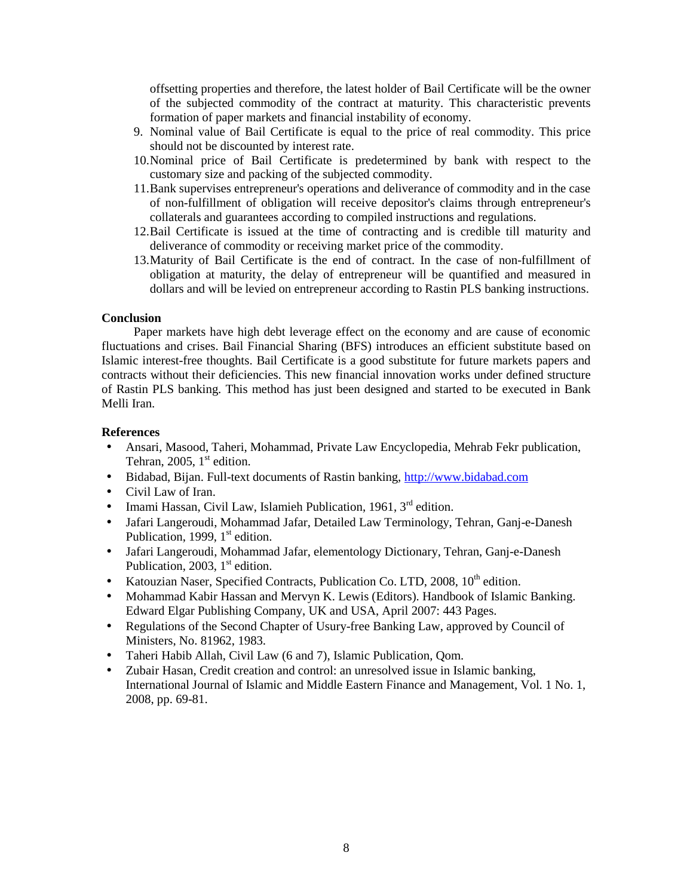offsetting properties and therefore, the latest holder of Bail Certificate will be the owner of the subjected commodity of the contract at maturity. This characteristic prevents formation of paper markets and financial instability of economy.

9. Nominal value of Bail Certificate is equal to the price of real commodity. This price should not be discounted by interest rate.
10. Nominal price of Bail Certificate is predetermined by bank with respect to the customary size and packing of the subjected commodity.
11. Bank supervises entrepreneur's operations and deliverance of commodity and in the case of non-fulfillment of obligation will receive depositor's claims through entrepreneur's collaterals and guarantees according to compiled instructions and regulations.
12. Bail Certificate is issued at the time of contracting and is credible till maturity and deliverance of commodity or receiving market price of the commodity.
13. Maturity of Bail Certificate is the end of contract. In the case of non-fulfillment of obligation at maturity, the delay of entrepreneur will be quantified and measured in dollars and will be levied on entrepreneur according to Rastin PLS banking instructions.

**Conclusion**

Paper markets have high debt leverage effect on the economy and are cause of economic fluctuations and crises. Bail Financial Sharing (BFS) introduces an efficient substitute based on Islamic interest-free thoughts. Bail Certificate is a good substitute for future markets papers and contracts without their deficiencies. This new financial innovation works under defined structure of Rastin PLS banking. This method has just been designed and started to be executed in Bank Melli Iran.

**References**

- Ansari, Masood, Taheri, Mohammad, Private Law Encyclopedia, Mehrab Fekr publication, Tehran, 2005, 1st edition.
- Bidabad, Bijan. Full-text documents of Rastin banking, http://www.bidabad.com
- Civil Law of Iran.
- Imami Hassan, Civil Law, Islamieh Publication, 1961, 3rd edition.
- Jafari Langeroudi, Mohammad Jafar, Detailed Law Terminology, Tehran, Ganj-e-Danesh Publication, 1999, 1st edition.
- Jafari Langeroudi, Mohammad Jafar, elementology Dictionary, Tehran, Ganj-e-Danesh Publication, 2003, 1st edition.
- Katouzian Naser, Specified Contracts, Publication Co. LTD, 2008, 10th edition.
- Mohammad Kabir Hassan and Mervyn K. Lewis (Editors). Handbook of Islamic Banking. Edward Elgar Publishing Company, UK and USA, April 2007: 443 Pages.
- Regulations of the Second Chapter of Usury-free Banking Law, approved by Council of Ministers, No. 81962, 1983.
- Taheri Habib Allah, Civil Law (6 and 7), Islamic Publication, Qom.
- Zubair Hasan, Credit creation and control: an unresolved issue in Islamic banking, International Journal of Islamic and Middle Eastern Finance and Management, Vol. 1 No. 1, 2008, pp. 69-81.